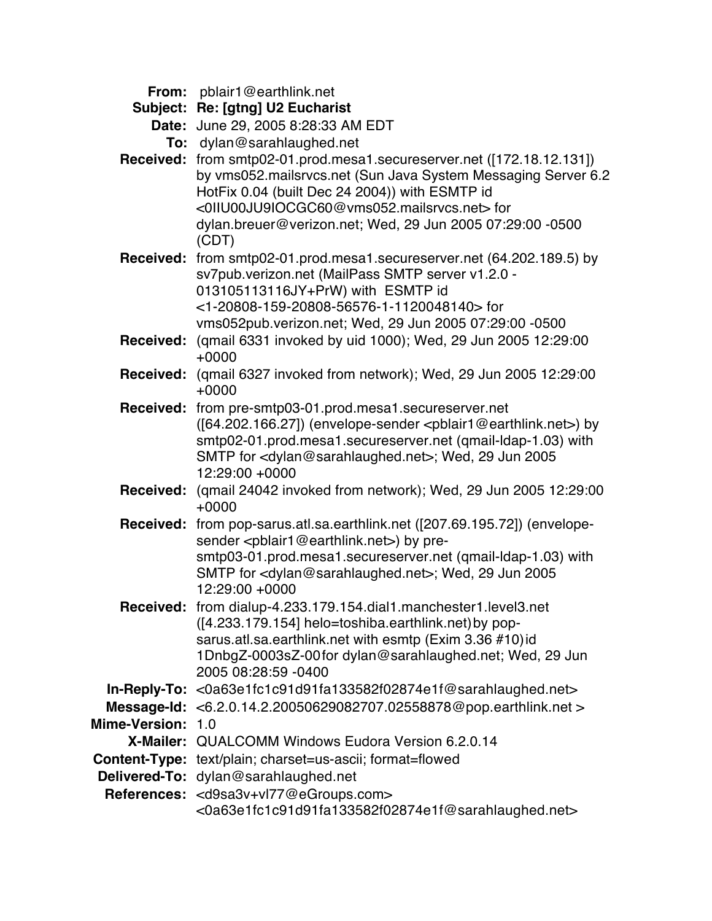**From:** pblair1@earthlink.net
**Subject:** **Re: [gtng] U2 Eucharist**
**Date:** June 29, 2005 8:28:33 AM EDT
**To:** dylan@sarahlaughed.net
**Received:** from smtp02-01.prod.mesa1.secureserver.net ([172.18.12.131]) by vms052.mailsrvcs.net (Sun Java System Messaging Server 6.2 HotFix 0.04 (built Dec 24 2004)) with ESMTP id <0IIU00JU9IOCGC60@vms052.mailsrvcs.net> for dylan.breuer@verizon.net; Wed, 29 Jun 2005 07:29:00 -0500 (CDT)
**Received:** from smtp02-01.prod.mesa1.secureserver.net (64.202.189.5) by sv7pub.verizon.net (MailPass SMTP server v1.2.0 - 013105113116JY+PrW) with ESMTP id <1-20808-159-20808-56576-1-1120048140> for vms052pub.verizon.net; Wed, 29 Jun 2005 07:29:00 -0500
**Received:** (qmail 6331 invoked by uid 1000); Wed, 29 Jun 2005 12:29:00 +0000
**Received:** (qmail 6327 invoked from network); Wed, 29 Jun 2005 12:29:00 +0000
**Received:** from pre-smtp03-01.prod.mesa1.secureserver.net ([64.202.166.27]) (envelope-sender <pblair1@earthlink.net>) by smtp02-01.prod.mesa1.secureserver.net (qmail-ldap-1.03) with SMTP for <dylan@sarahlaughed.net>; Wed, 29 Jun 2005 12:29:00 +0000
**Received:** (qmail 24042 invoked from network); Wed, 29 Jun 2005 12:29:00 +0000
**Received:** from pop-sarus.atl.sa.earthlink.net ([207.69.195.72]) (envelope-sender <pblair1@earthlink.net>) by pre-smtp03-01.prod.mesa1.secureserver.net (qmail-ldap-1.03) with SMTP for <dylan@sarahlaughed.net>; Wed, 29 Jun 2005 12:29:00 +0000
**Received:** from dialup-4.233.179.154.dial1.manchester1.level3.net ([4.233.179.154] helo=toshiba.earthlink.net) by pop-sarus.atl.sa.earthlink.net with esmtp (Exim 3.36 #10) id 1DnbgZ-0003sZ-00 for dylan@sarahlaughed.net; Wed, 29 Jun 2005 08:28:59 -0400
**In-Reply-To:** <0a63e1fc1c91d91fa133582f02874e1f@sarahlaughed.net>
**Message-Id:** <6.2.0.14.2.20050629082707.02558878@pop.earthlink.net >
**Mime-Version:** 1.0
**X-Mailer:** QUALCOMM Windows Eudora Version 6.2.0.14
**Content-Type:** text/plain; charset=us-ascii; format=flowed
**Delivered-To:** dylan@sarahlaughed.net
**References:** <d9sa3v+vl77@eGroups.com> <0a63e1fc1c91d91fa133582f02874e1f@sarahlaughed.net>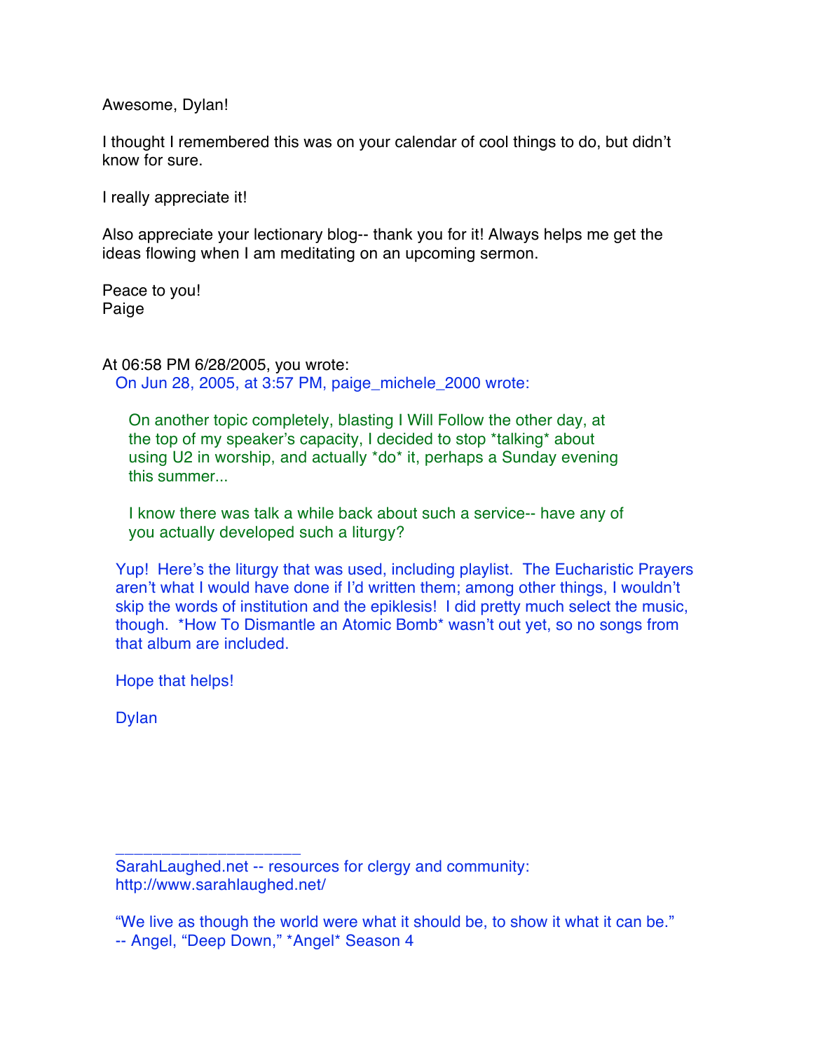Awesome, Dylan!

I thought I remembered this was on your calendar of cool things to do, but didn't know for sure.

I really appreciate it!

Also appreciate your lectionary blog-- thank you for it! Always helps me get the ideas flowing when I am meditating on an upcoming sermon.

Peace to you!
Paige

At 06:58 PM 6/28/2005, you wrote:

> On Jun 28, 2005, at 3:57 PM, paige_michele_2000 wrote:
>
>> On another topic completely, blasting I Will Follow the other day, at the top of my speaker's capacity, I decided to stop *talking* about using U2 in worship, and actually *do* it, perhaps a Sunday evening this summer...
>>
>> I know there was talk a while back about such a service-- have any of you actually developed such a liturgy?
>
> Yup! Here's the liturgy that was used, including playlist. The Eucharistic Prayers aren't what I would have done if I'd written them; among other things, I wouldn't skip the words of institution and the epiklesis! I did pretty much select the music, though. *How To Dismantle an Atomic Bomb* wasn't out yet, so no songs from that album are included.
>
> Hope that helps!
>
> Dylan
>
> ____________________
>
> SarahLaughed.net -- resources for clergy and community:
> http://www.sarahlaughed.net/
>
> "We live as though the world were what it should be, to show it what it can be."
> -- Angel, "Deep Down," *Angel* Season 4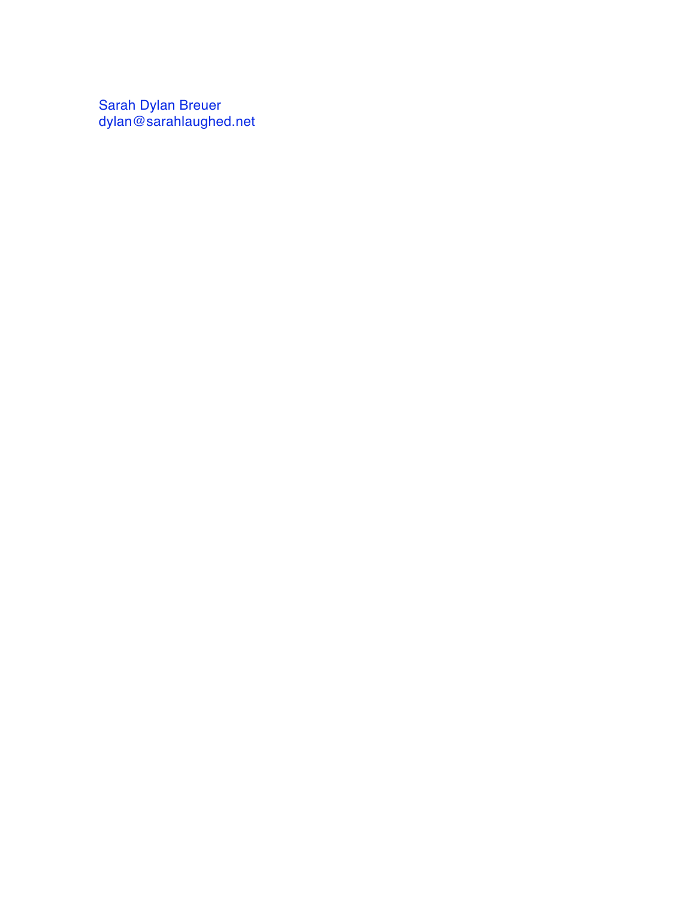Sarah Dylan Breuer
dylan@sarahlaughed.net